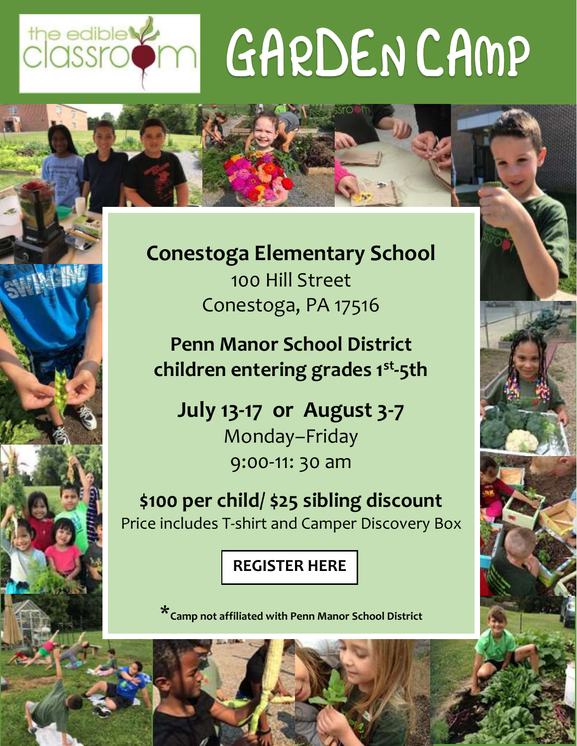the edible classroom

# GARDEN CAMP

**Conestoga Elementary School**
100 Hill Street
Conestoga, PA 17516

**Penn Manor School District**
**children entering grades 1st-5th**

**July 13-17 or August 3-7**
Monday–Friday
9:00-11: 30 am

**$100 per child/ $25 sibling discount**
Price includes T-shirt and Camper Discovery Box

**REGISTER HERE**

***Camp not affiliated with Penn Manor School District**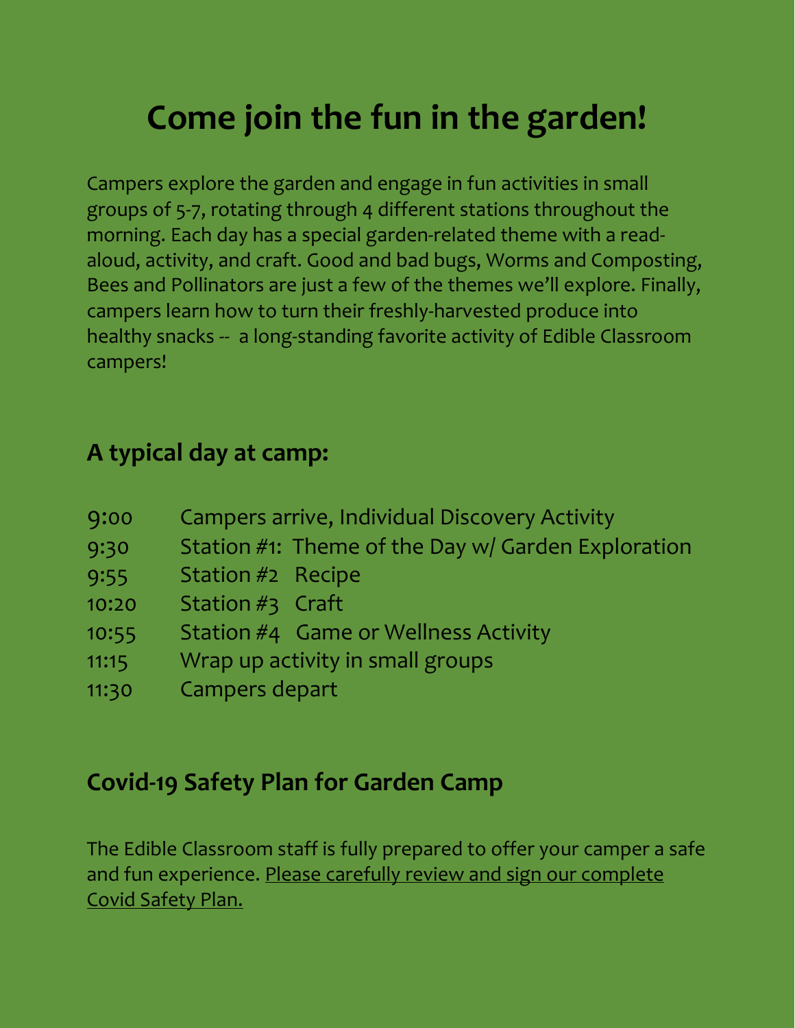# Come join the fun in the garden!

Campers explore the garden and engage in fun activities in small groups of 5-7, rotating through 4 different stations throughout the morning. Each day has a special garden-related theme with a read-aloud, activity, and craft. Good and bad bugs, Worms and Composting, Bees and Pollinators are just a few of the themes we'll explore. Finally, campers learn how to turn their freshly-harvested produce into healthy snacks -- a long-standing favorite activity of Edible Classroom campers!

## A typical day at camp:

| | |
|---|---|
| 9:00 | Campers arrive, Individual Discovery Activity |
| 9:30 | Station #1: Theme of the Day w/ Garden Exploration |
| 9:55 | Station #2 Recipe |
| 10:20 | Station #3 Craft |
| 10:55 | Station #4 Game or Wellness Activity |
| 11:15 | Wrap up activity in small groups |
| 11:30 | Campers depart |

## Covid-19 Safety Plan for Garden Camp

The Edible Classroom staff is fully prepared to offer your camper a safe and fun experience. Please carefully review and sign our complete Covid Safety Plan.